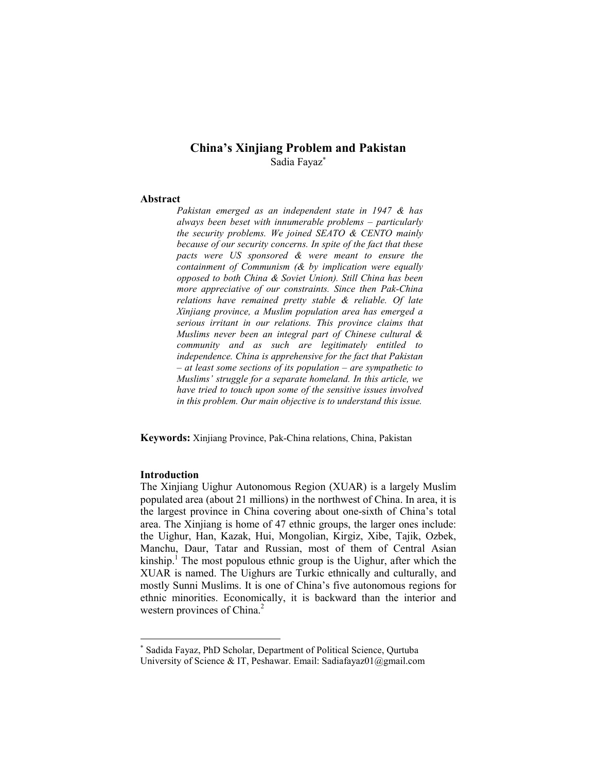# China's Xinjiang Problem and Pakistan

Sadia Fayaz[*]

## Abstract

*Pakistan emerged as an independent state in 1947 & has always been beset with innumerable problems – particularly the security problems. We joined SEATO & CENTO mainly because of our security concerns. In spite of the fact that these pacts were US sponsored & were meant to ensure the containment of Communism (& by implication were equally opposed to both China & Soviet Union). Still China has been more appreciative of our constraints. Since then Pak-China relations have remained pretty stable & reliable. Of late Xinjiang province, a Muslim population area has emerged a serious irritant in our relations. This province claims that Muslims never been an integral part of Chinese cultural & community and as such are legitimately entitled to independence. China is apprehensive for the fact that Pakistan – at least some sections of its population – are sympathetic to Muslims' struggle for a separate homeland. In this article, we have tried to touch upon some of the sensitive issues involved in this problem. Our main objective is to understand this issue.*

**Keywords:** Xinjiang Province, Pak-China relations, China, Pakistan

## Introduction

The Xinjiang Uighur Autonomous Region (XUAR) is a largely Muslim populated area (about 21 millions) in the northwest of China. In area, it is the largest province in China covering about one-sixth of China's total area. The Xinjiang is home of 47 ethnic groups, the larger ones include: the Uighur, Han, Kazak, Hui, Mongolian, Kirgiz, Xibe, Tajik, Ozbek, Manchu, Daur, Tatar and Russian, most of them of Central Asian kinship.[1] The most populous ethnic group is the Uighur, after which the XUAR is named. The Uighurs are Turkic ethnically and culturally, and mostly Sunni Muslims. It is one of China's five autonomous regions for ethnic minorities. Economically, it is backward than the interior and western provinces of China.[2]

---

[*] Sadida Fayaz, PhD Scholar, Department of Political Science, Qurtuba University of Science & IT, Peshawar. Email: Sadiafayaz01@gmail.com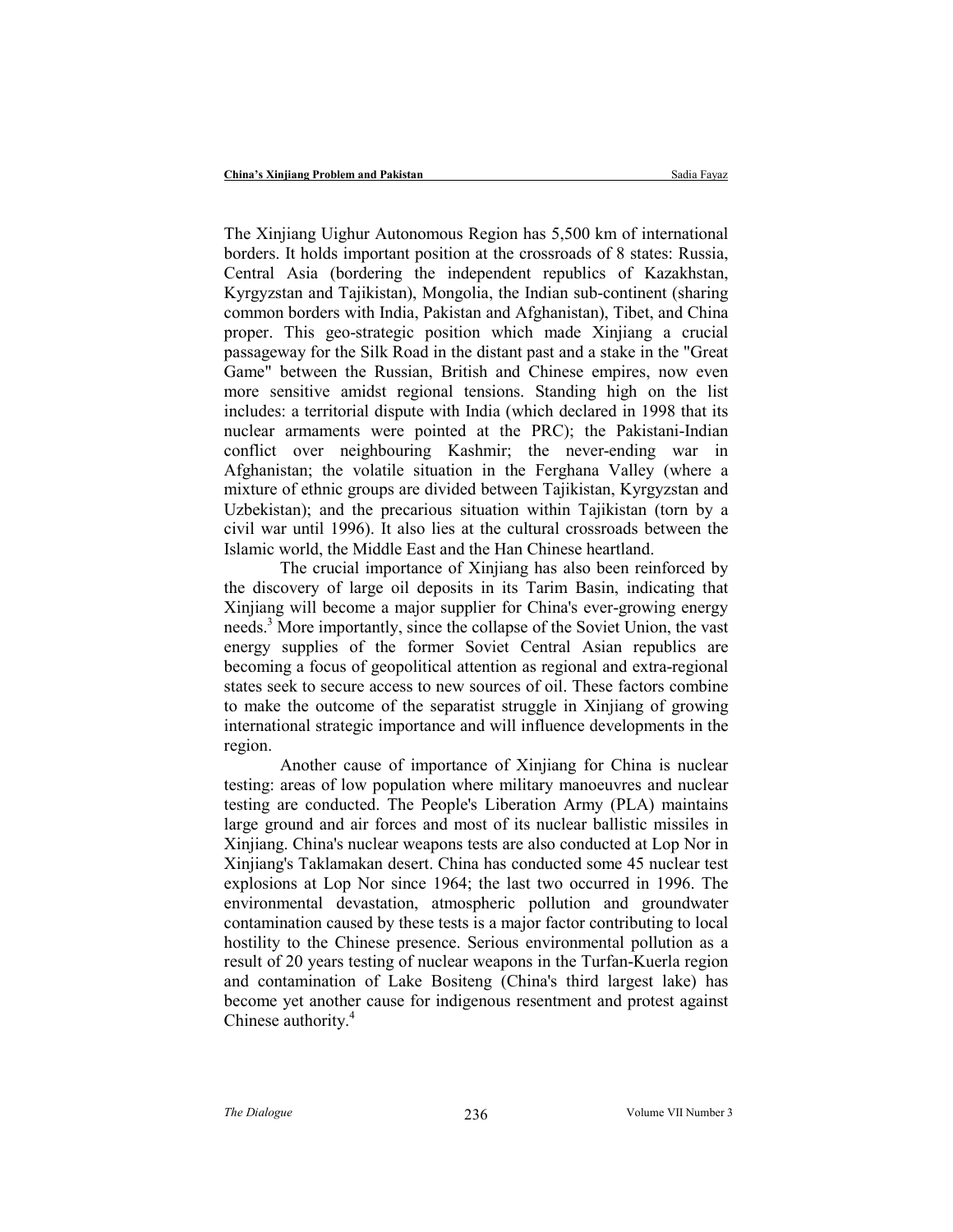The Xinjiang Uighur Autonomous Region has 5,500 km of international borders. It holds important position at the crossroads of 8 states: Russia, Central Asia (bordering the independent republics of Kazakhstan, Kyrgyzstan and Tajikistan), Mongolia, the Indian sub-continent (sharing common borders with India, Pakistan and Afghanistan), Tibet, and China proper. This geo-strategic position which made Xinjiang a crucial passageway for the Silk Road in the distant past and a stake in the "Great Game" between the Russian, British and Chinese empires, now even more sensitive amidst regional tensions. Standing high on the list includes: a territorial dispute with India (which declared in 1998 that its nuclear armaments were pointed at the PRC); the Pakistani-Indian conflict over neighbouring Kashmir; the never-ending war in Afghanistan; the volatile situation in the Ferghana Valley (where a mixture of ethnic groups are divided between Tajikistan, Kyrgyzstan and Uzbekistan); and the precarious situation within Tajikistan (torn by a civil war until 1996). It also lies at the cultural crossroads between the Islamic world, the Middle East and the Han Chinese heartland.

The crucial importance of Xinjiang has also been reinforced by the discovery of large oil deposits in its Tarim Basin, indicating that Xinjiang will become a major supplier for China's ever-growing energy needs.[3] More importantly, since the collapse of the Soviet Union, the vast energy supplies of the former Soviet Central Asian republics are becoming a focus of geopolitical attention as regional and extra-regional states seek to secure access to new sources of oil. These factors combine to make the outcome of the separatist struggle in Xinjiang of growing international strategic importance and will influence developments in the region.

Another cause of importance of Xinjiang for China is nuclear testing: areas of low population where military manoeuvres and nuclear testing are conducted. The People's Liberation Army (PLA) maintains large ground and air forces and most of its nuclear ballistic missiles in Xinjiang. China's nuclear weapons tests are also conducted at Lop Nor in Xinjiang's Taklamakan desert. China has conducted some 45 nuclear test explosions at Lop Nor since 1964; the last two occurred in 1996. The environmental devastation, atmospheric pollution and groundwater contamination caused by these tests is a major factor contributing to local hostility to the Chinese presence. Serious environmental pollution as a result of 20 years testing of nuclear weapons in the Turfan-Kuerla region and contamination of Lake Bositeng (China's third largest lake) has become yet another cause for indigenous resentment and protest against Chinese authority.[4]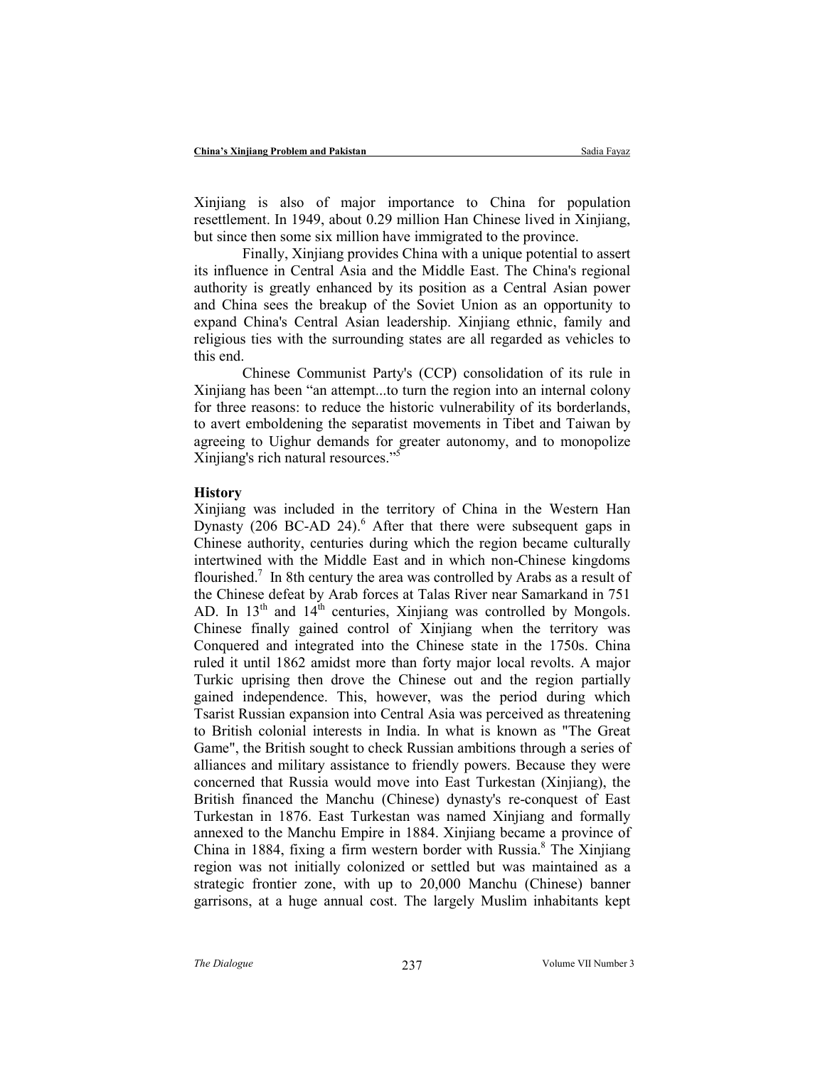Xinjiang is also of major importance to China for population resettlement. In 1949, about 0.29 million Han Chinese lived in Xinjiang, but since then some six million have immigrated to the province.

Finally, Xinjiang provides China with a unique potential to assert its influence in Central Asia and the Middle East. The China's regional authority is greatly enhanced by its position as a Central Asian power and China sees the breakup of the Soviet Union as an opportunity to expand China's Central Asian leadership. Xinjiang ethnic, family and religious ties with the surrounding states are all regarded as vehicles to this end.

Chinese Communist Party's (CCP) consolidation of its rule in Xinjiang has been "an attempt...to turn the region into an internal colony for three reasons: to reduce the historic vulnerability of its borderlands, to avert emboldening the separatist movements in Tibet and Taiwan by agreeing to Uighur demands for greater autonomy, and to monopolize Xinjiang's rich natural resources."[5]

**History**

Xinjiang was included in the territory of China in the Western Han Dynasty (206 BC-AD 24).[6] After that there were subsequent gaps in Chinese authority, centuries during which the region became culturally intertwined with the Middle East and in which non-Chinese kingdoms flourished.[7] In 8th century the area was controlled by Arabs as a result of the Chinese defeat by Arab forces at Talas River near Samarkand in 751 AD. In 13th and 14th centuries, Xinjiang was controlled by Mongols. Chinese finally gained control of Xinjiang when the territory was Conquered and integrated into the Chinese state in the 1750s. China ruled it until 1862 amidst more than forty major local revolts. A major Turkic uprising then drove the Chinese out and the region partially gained independence. This, however, was the period during which Tsarist Russian expansion into Central Asia was perceived as threatening to British colonial interests in India. In what is known as "The Great Game", the British sought to check Russian ambitions through a series of alliances and military assistance to friendly powers. Because they were concerned that Russia would move into East Turkestan (Xinjiang), the British financed the Manchu (Chinese) dynasty's re-conquest of East Turkestan in 1876. East Turkestan was named Xinjiang and formally annexed to the Manchu Empire in 1884. Xinjiang became a province of China in 1884, fixing a firm western border with Russia.[8] The Xinjiang region was not initially colonized or settled but was maintained as a strategic frontier zone, with up to 20,000 Manchu (Chinese) banner garrisons, at a huge annual cost. The largely Muslim inhabitants kept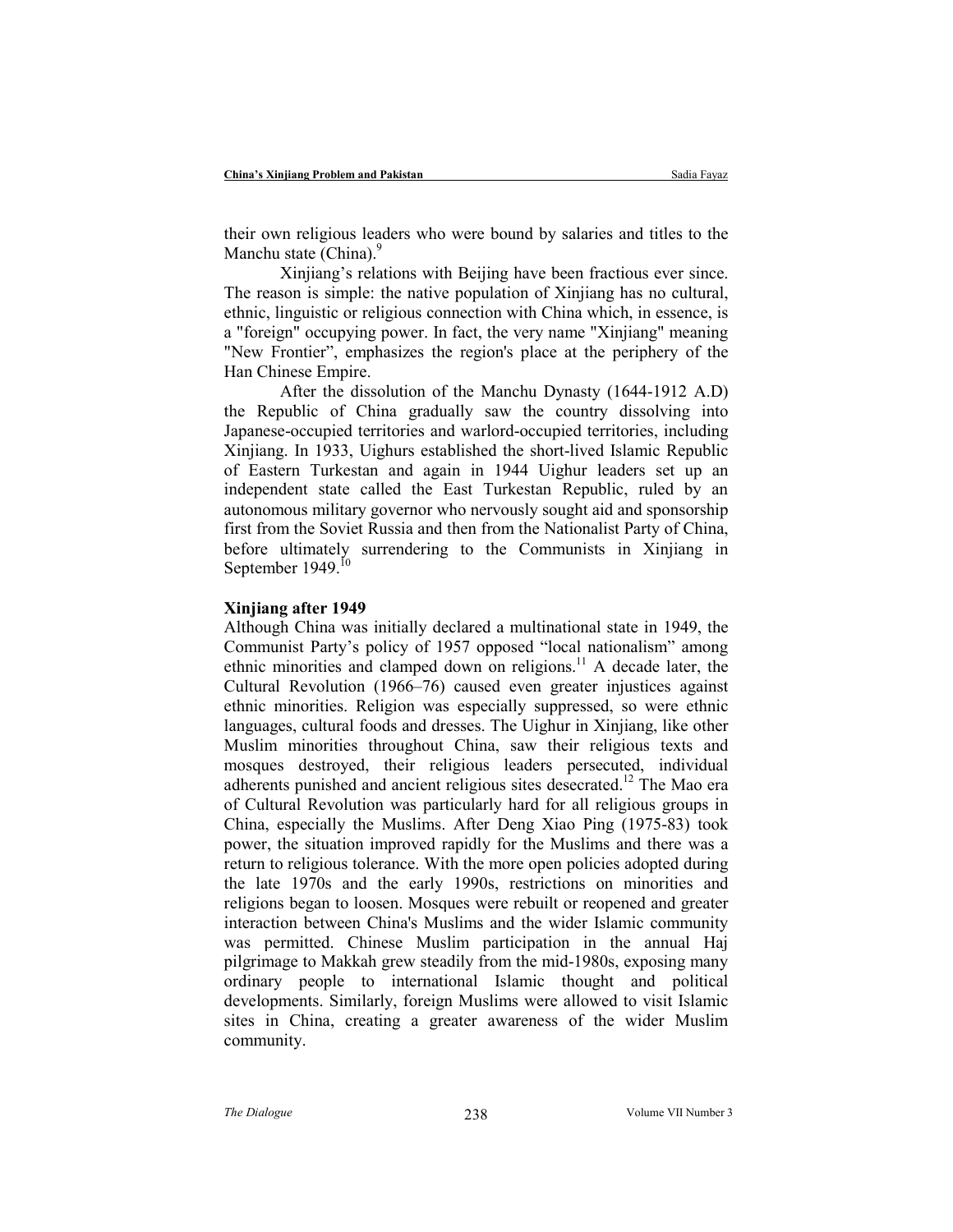their own religious leaders who were bound by salaries and titles to the Manchu state (China).[9]

Xinjiang's relations with Beijing have been fractious ever since. The reason is simple: the native population of Xinjiang has no cultural, ethnic, linguistic or religious connection with China which, in essence, is a "foreign" occupying power. In fact, the very name "Xinjiang" meaning "New Frontier", emphasizes the region's place at the periphery of the Han Chinese Empire.

After the dissolution of the Manchu Dynasty (1644-1912 A.D) the Republic of China gradually saw the country dissolving into Japanese-occupied territories and warlord-occupied territories, including Xinjiang. In 1933, Uighurs established the short-lived Islamic Republic of Eastern Turkestan and again in 1944 Uighur leaders set up an independent state called the East Turkestan Republic, ruled by an autonomous military governor who nervously sought aid and sponsorship first from the Soviet Russia and then from the Nationalist Party of China, before ultimately surrendering to the Communists in Xinjiang in September 1949.[10]

**Xinjiang after 1949**

Although China was initially declared a multinational state in 1949, the Communist Party's policy of 1957 opposed "local nationalism" among ethnic minorities and clamped down on religions.[11] A decade later, the Cultural Revolution (1966–76) caused even greater injustices against ethnic minorities. Religion was especially suppressed, so were ethnic languages, cultural foods and dresses. The Uighur in Xinjiang, like other Muslim minorities throughout China, saw their religious texts and mosques destroyed, their religious leaders persecuted, individual adherents punished and ancient religious sites desecrated.[12] The Mao era of Cultural Revolution was particularly hard for all religious groups in China, especially the Muslims. After Deng Xiao Ping (1975-83) took power, the situation improved rapidly for the Muslims and there was a return to religious tolerance. With the more open policies adopted during the late 1970s and the early 1990s, restrictions on minorities and religions began to loosen. Mosques were rebuilt or reopened and greater interaction between China's Muslims and the wider Islamic community was permitted. Chinese Muslim participation in the annual Haj pilgrimage to Makkah grew steadily from the mid-1980s, exposing many ordinary people to international Islamic thought and political developments. Similarly, foreign Muslims were allowed to visit Islamic sites in China, creating a greater awareness of the wider Muslim community.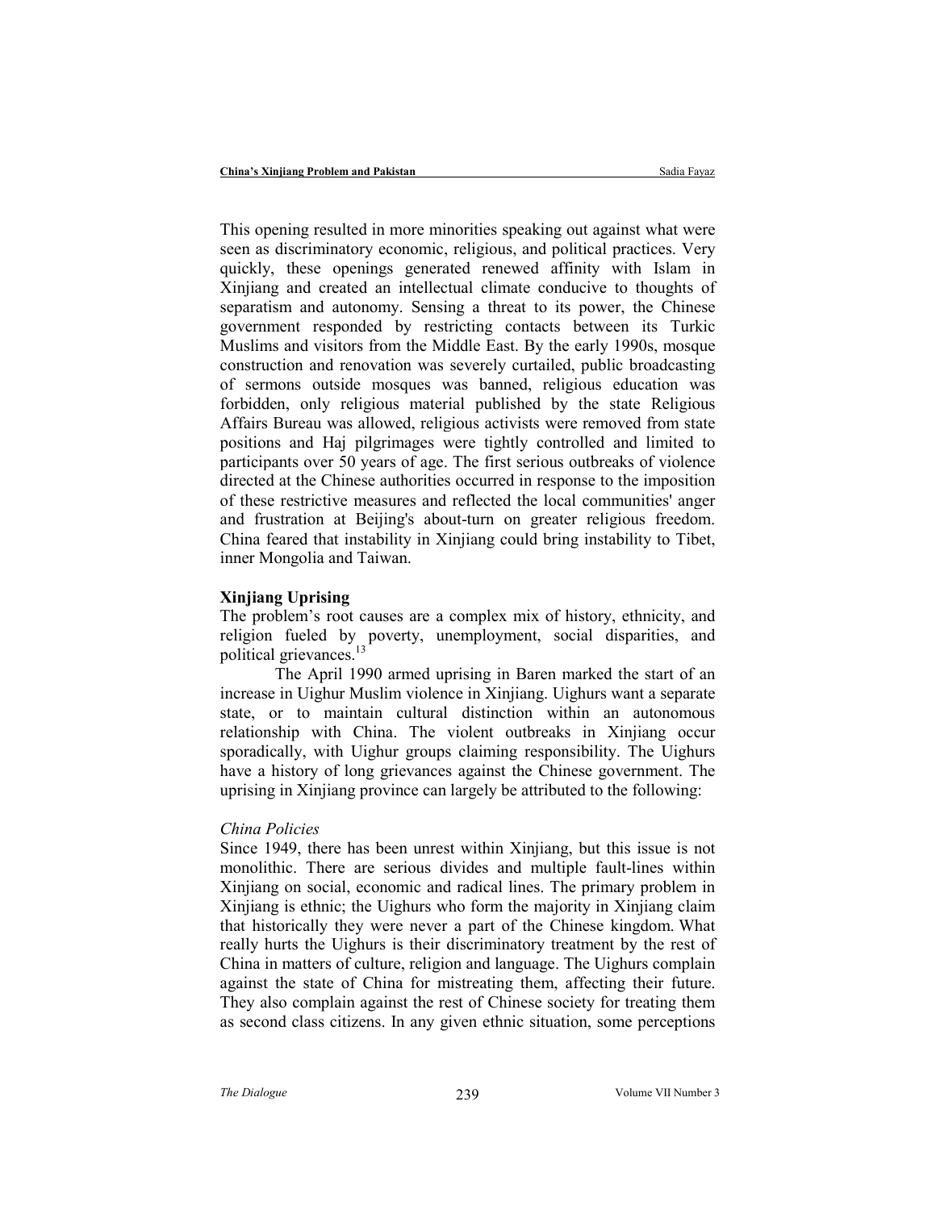This opening resulted in more minorities speaking out against what were seen as discriminatory economic, religious, and political practices. Very quickly, these openings generated renewed affinity with Islam in Xinjiang and created an intellectual climate conducive to thoughts of separatism and autonomy. Sensing a threat to its power, the Chinese government responded by restricting contacts between its Turkic Muslims and visitors from the Middle East. By the early 1990s, mosque construction and renovation was severely curtailed, public broadcasting of sermons outside mosques was banned, religious education was forbidden, only religious material published by the state Religious Affairs Bureau was allowed, religious activists were removed from state positions and Haj pilgrimages were tightly controlled and limited to participants over 50 years of age. The first serious outbreaks of violence directed at the Chinese authorities occurred in response to the imposition of these restrictive measures and reflected the local communities' anger and frustration at Beijing's about-turn on greater religious freedom. China feared that instability in Xinjiang could bring instability to Tibet, inner Mongolia and Taiwan.

## Xinjiang Uprising

The problem's root causes are a complex mix of history, ethnicity, and religion fueled by poverty, unemployment, social disparities, and political grievances.[13]

The April 1990 armed uprising in Baren marked the start of an increase in Uighur Muslim violence in Xinjiang. Uighurs want a separate state, or to maintain cultural distinction within an autonomous relationship with China. The violent outbreaks in Xinjiang occur sporadically, with Uighur groups claiming responsibility. The Uighurs have a history of long grievances against the Chinese government. The uprising in Xinjiang province can largely be attributed to the following:

### *China Policies*

Since 1949, there has been unrest within Xinjiang, but this issue is not monolithic. There are serious divides and multiple fault-lines within Xinjiang on social, economic and radical lines. The primary problem in Xinjiang is ethnic; the Uighurs who form the majority in Xinjiang claim that historically they were never a part of the Chinese kingdom. What really hurts the Uighurs is their discriminatory treatment by the rest of China in matters of culture, religion and language. The Uighurs complain against the state of China for mistreating them, affecting their future. They also complain against the rest of Chinese society for treating them as second class citizens. In any given ethnic situation, some perceptions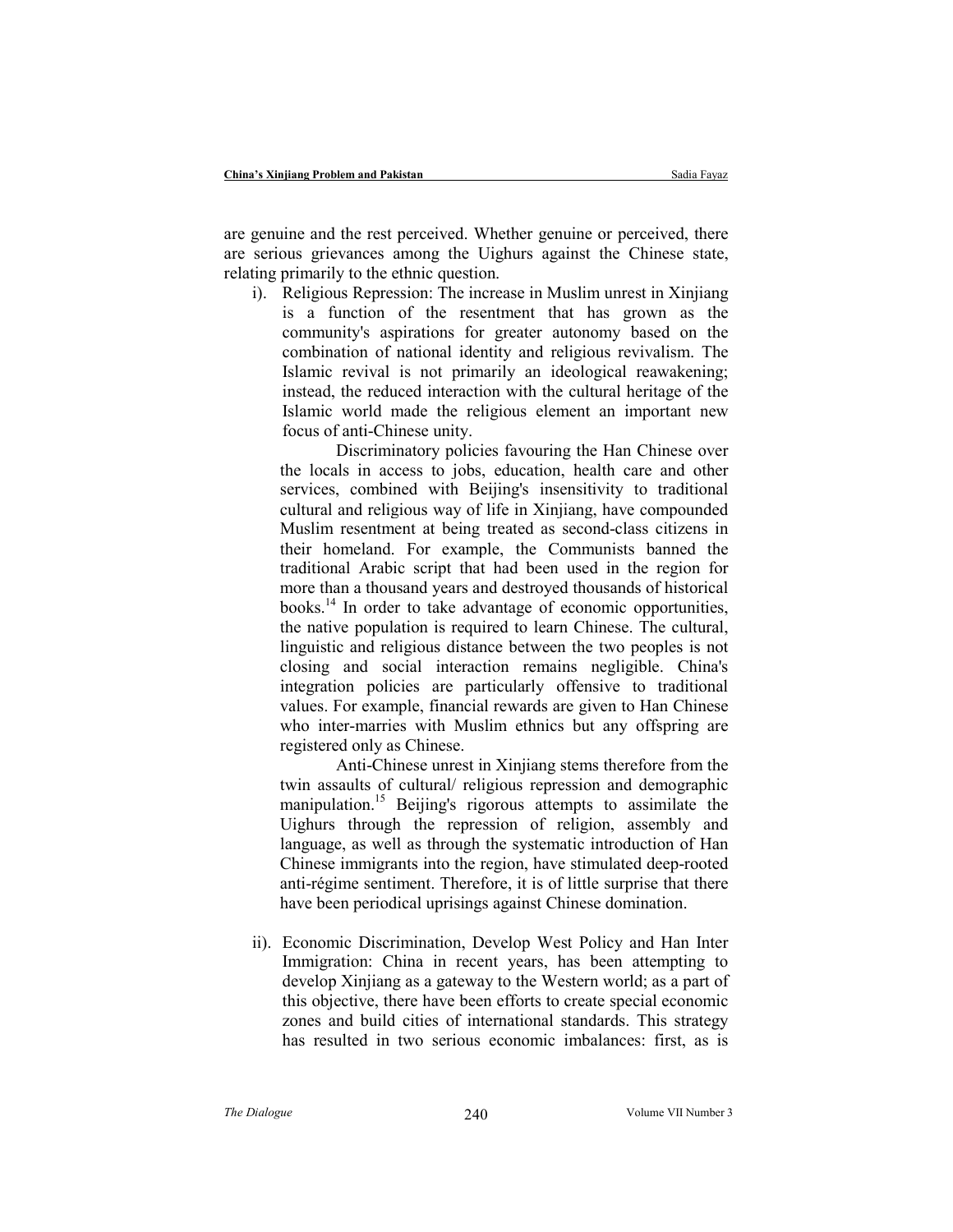are genuine and the rest perceived. Whether genuine or perceived, there are serious grievances among the Uighurs against the Chinese state, relating primarily to the ethnic question.

i). Religious Repression: The increase in Muslim unrest in Xinjiang is a function of the resentment that has grown as the community's aspirations for greater autonomy based on the combination of national identity and religious revivalism. The Islamic revival is not primarily an ideological reawakening; instead, the reduced interaction with the cultural heritage of the Islamic world made the religious element an important new focus of anti-Chinese unity.

Discriminatory policies favouring the Han Chinese over the locals in access to jobs, education, health care and other services, combined with Beijing's insensitivity to traditional cultural and religious way of life in Xinjiang, have compounded Muslim resentment at being treated as second-class citizens in their homeland. For example, the Communists banned the traditional Arabic script that had been used in the region for more than a thousand years and destroyed thousands of historical books.[14] In order to take advantage of economic opportunities, the native population is required to learn Chinese. The cultural, linguistic and religious distance between the two peoples is not closing and social interaction remains negligible. China's integration policies are particularly offensive to traditional values. For example, financial rewards are given to Han Chinese who inter-marries with Muslim ethnics but any offspring are registered only as Chinese.

Anti-Chinese unrest in Xinjiang stems therefore from the twin assaults of cultural/ religious repression and demographic manipulation.[15] Beijing's rigorous attempts to assimilate the Uighurs through the repression of religion, assembly and language, as well as through the systematic introduction of Han Chinese immigrants into the region, have stimulated deep-rooted anti-régime sentiment. Therefore, it is of little surprise that there have been periodical uprisings against Chinese domination.

ii). Economic Discrimination, Develop West Policy and Han Inter Immigration: China in recent years, has been attempting to develop Xinjiang as a gateway to the Western world; as a part of this objective, there have been efforts to create special economic zones and build cities of international standards. This strategy has resulted in two serious economic imbalances: first, as is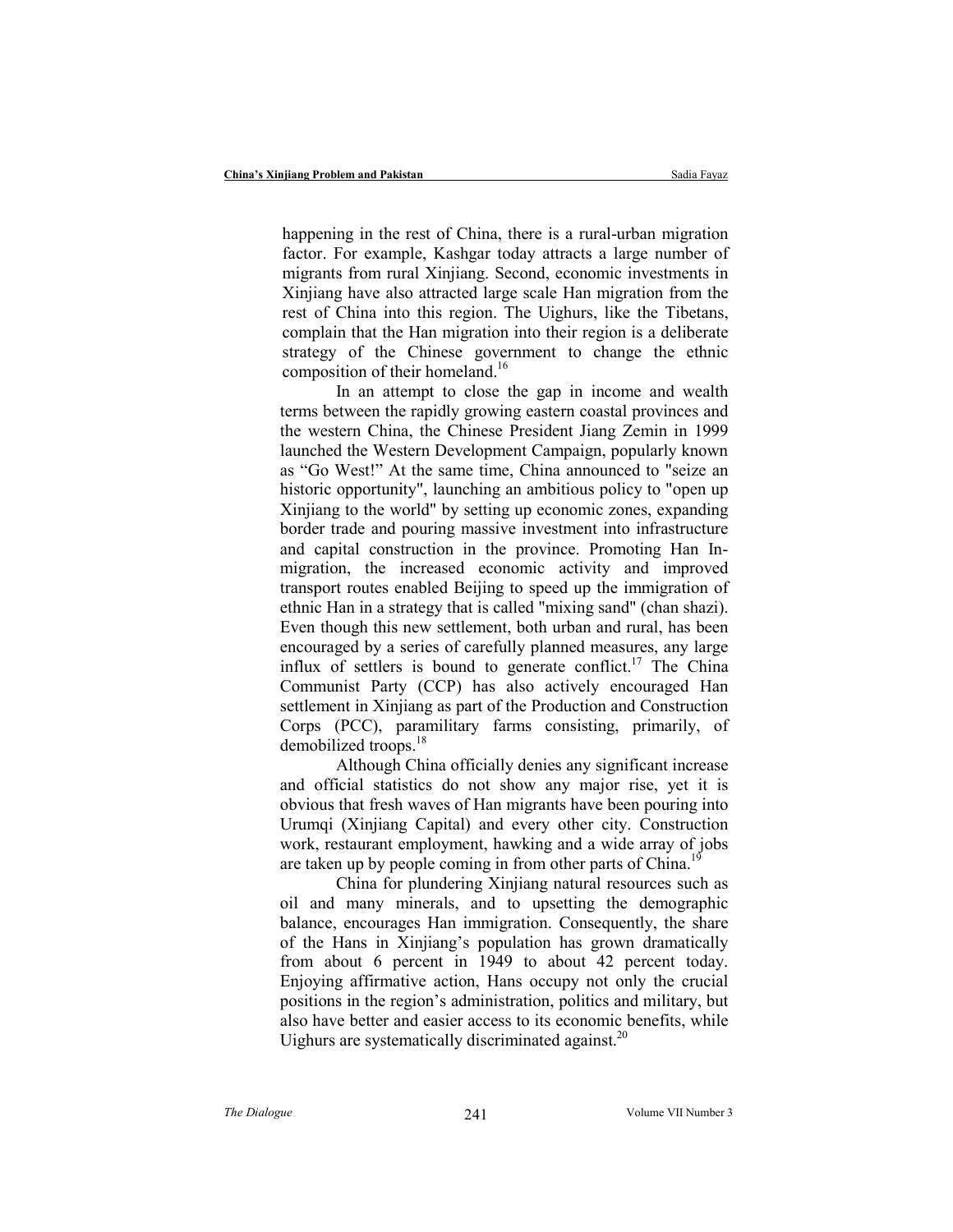happening in the rest of China, there is a rural-urban migration factor. For example, Kashgar today attracts a large number of migrants from rural Xinjiang. Second, economic investments in Xinjiang have also attracted large scale Han migration from the rest of China into this region. The Uighurs, like the Tibetans, complain that the Han migration into their region is a deliberate strategy of the Chinese government to change the ethnic composition of their homeland.[16]

In an attempt to close the gap in income and wealth terms between the rapidly growing eastern coastal provinces and the western China, the Chinese President Jiang Zemin in 1999 launched the Western Development Campaign, popularly known as "Go West!" At the same time, China announced to "seize an historic opportunity", launching an ambitious policy to "open up Xinjiang to the world" by setting up economic zones, expanding border trade and pouring massive investment into infrastructure and capital construction in the province. Promoting Han In-migration, the increased economic activity and improved transport routes enabled Beijing to speed up the immigration of ethnic Han in a strategy that is called "mixing sand" (chan shazi). Even though this new settlement, both urban and rural, has been encouraged by a series of carefully planned measures, any large influx of settlers is bound to generate conflict.[17] The China Communist Party (CCP) has also actively encouraged Han settlement in Xinjiang as part of the Production and Construction Corps (PCC), paramilitary farms consisting, primarily, of demobilized troops.[18]

Although China officially denies any significant increase and official statistics do not show any major rise, yet it is obvious that fresh waves of Han migrants have been pouring into Urumqi (Xinjiang Capital) and every other city. Construction work, restaurant employment, hawking and a wide array of jobs are taken up by people coming in from other parts of China.[19]

China for plundering Xinjiang natural resources such as oil and many minerals, and to upsetting the demographic balance, encourages Han immigration. Consequently, the share of the Hans in Xinjiang's population has grown dramatically from about 6 percent in 1949 to about 42 percent today. Enjoying affirmative action, Hans occupy not only the crucial positions in the region's administration, politics and military, but also have better and easier access to its economic benefits, while Uighurs are systematically discriminated against.[20]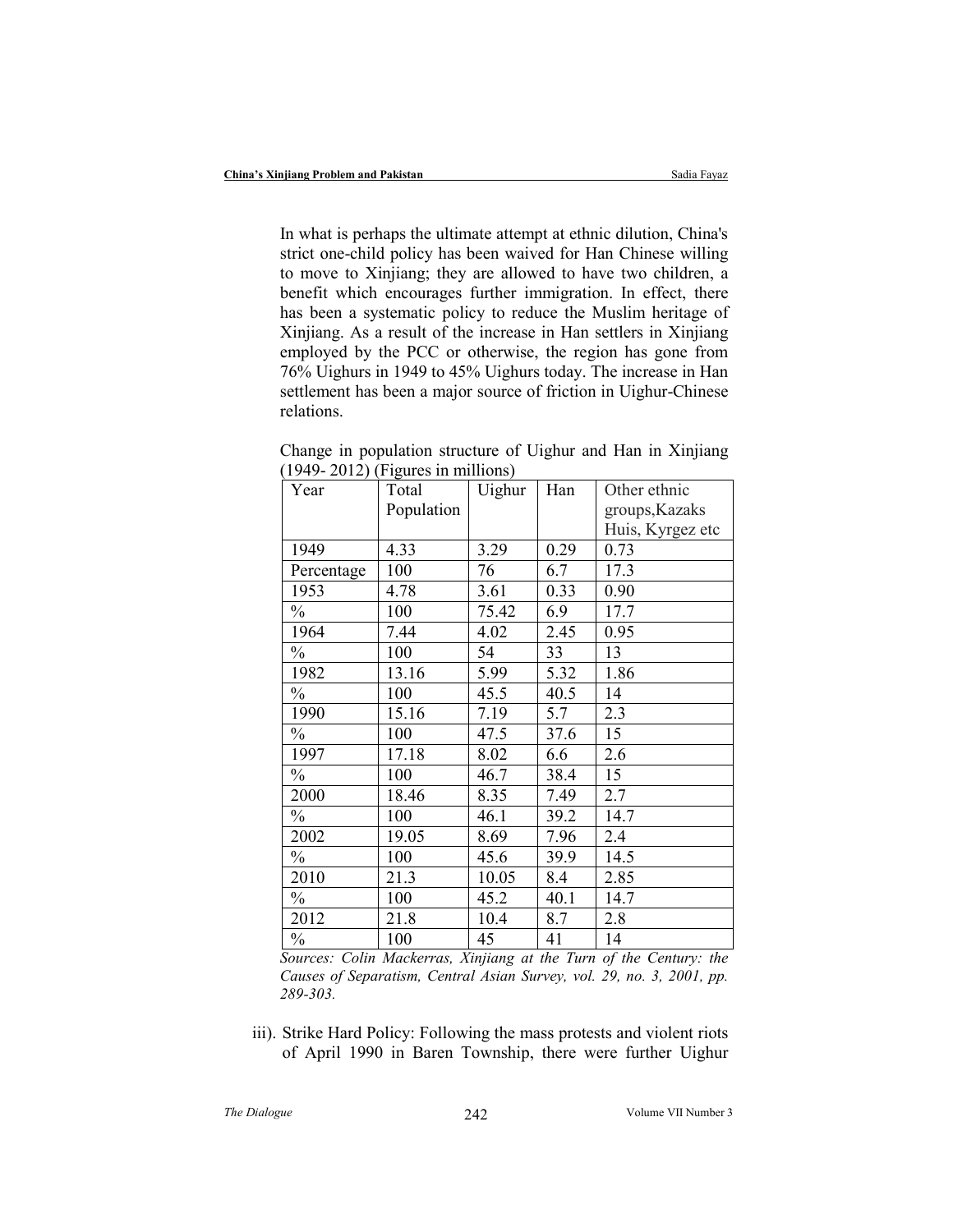In what is perhaps the ultimate attempt at ethnic dilution, China's strict one-child policy has been waived for Han Chinese willing to move to Xinjiang; they are allowed to have two children, a benefit which encourages further immigration. In effect, there has been a systematic policy to reduce the Muslim heritage of Xinjiang. As a result of the increase in Han settlers in Xinjiang employed by the PCC or otherwise, the region has gone from 76% Uighurs in 1949 to 45% Uighurs today. The increase in Han settlement has been a major source of friction in Uighur-Chinese relations.

Change in population structure of Uighur and Han in Xinjiang (1949- 2012) (Figures in millions)

| Year | Total Population | Uighur | Han | Other ethnic groups,Kazaks Huis, Kyrgez etc |
|---|---|---|---|---|
| 1949 | 4.33 | 3.29 | 0.29 | 0.73 |
| Percentage | 100 | 76 | 6.7 | 17.3 |
| 1953 | 4.78 | 3.61 | 0.33 | 0.90 |
| % | 100 | 75.42 | 6.9 | 17.7 |
| 1964 | 7.44 | 4.02 | 2.45 | 0.95 |
| % | 100 | 54 | 33 | 13 |
| 1982 | 13.16 | 5.99 | 5.32 | 1.86 |
| % | 100 | 45.5 | 40.5 | 14 |
| 1990 | 15.16 | 7.19 | 5.7 | 2.3 |
| % | 100 | 47.5 | 37.6 | 15 |
| 1997 | 17.18 | 8.02 | 6.6 | 2.6 |
| % | 100 | 46.7 | 38.4 | 15 |
| 2000 | 18.46 | 8.35 | 7.49 | 2.7 |
| % | 100 | 46.1 | 39.2 | 14.7 |
| 2002 | 19.05 | 8.69 | 7.96 | 2.4 |
| % | 100 | 45.6 | 39.9 | 14.5 |
| 2010 | 21.3 | 10.05 | 8.4 | 2.85 |
| % | 100 | 45.2 | 40.1 | 14.7 |
| 2012 | 21.8 | 10.4 | 8.7 | 2.8 |
| % | 100 | 45 | 41 | 14 |

*Sources: Colin Mackerras, Xinjiang at the Turn of the Century: the Causes of Separatism, Central Asian Survey, vol. 29, no. 3, 2001, pp. 289-303.*

iii). Strike Hard Policy: Following the mass protests and violent riots of April 1990 in Baren Township, there were further Uighur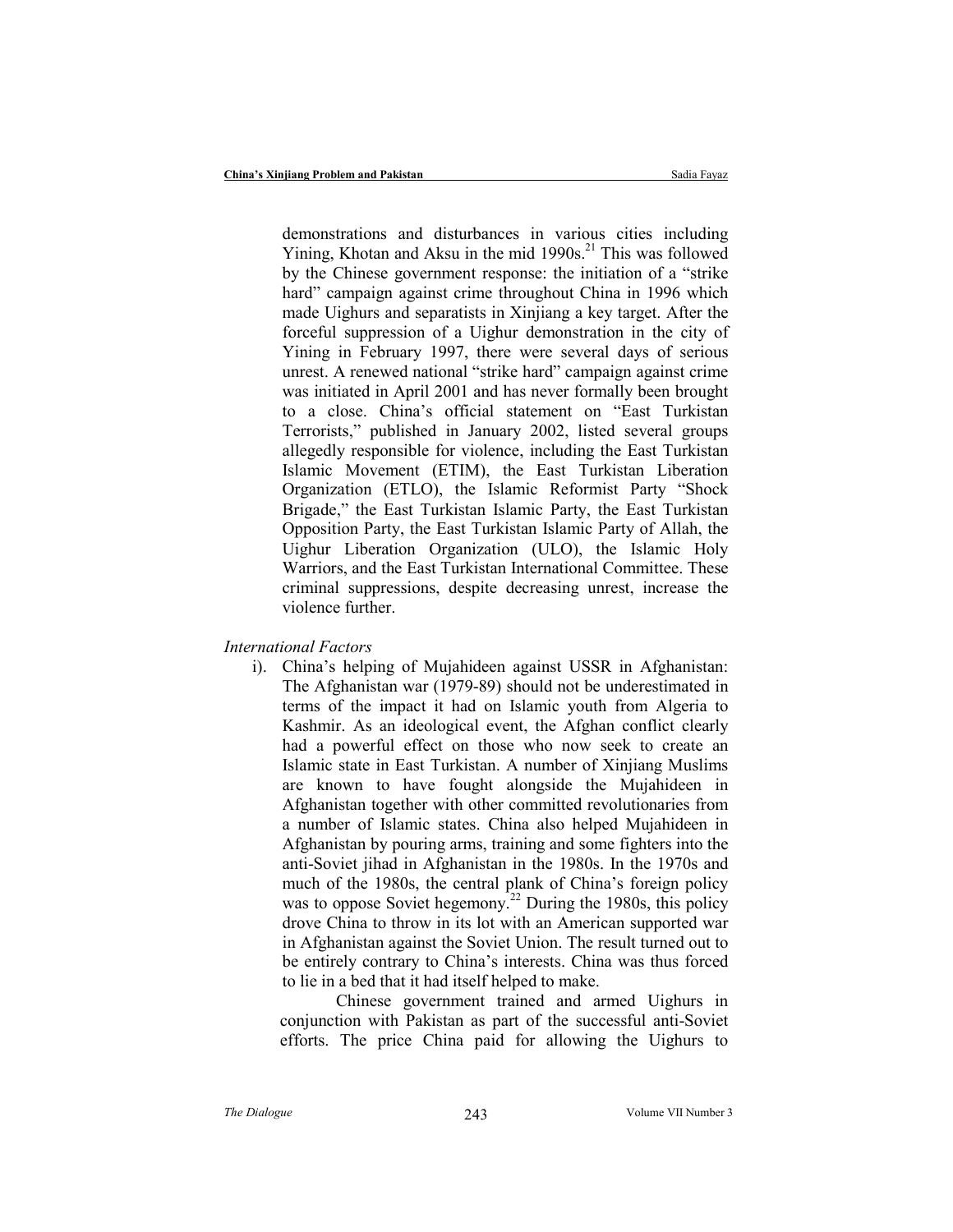demonstrations and disturbances in various cities including Yining, Khotan and Aksu in the mid 1990s.[21] This was followed by the Chinese government response: the initiation of a "strike hard" campaign against crime throughout China in 1996 which made Uighurs and separatists in Xinjiang a key target. After the forceful suppression of a Uighur demonstration in the city of Yining in February 1997, there were several days of serious unrest. A renewed national "strike hard" campaign against crime was initiated in April 2001 and has never formally been brought to a close. China's official statement on "East Turkistan Terrorists," published in January 2002, listed several groups allegedly responsible for violence, including the East Turkistan Islamic Movement (ETIM), the East Turkistan Liberation Organization (ETLO), the Islamic Reformist Party "Shock Brigade," the East Turkistan Islamic Party, the East Turkistan Opposition Party, the East Turkistan Islamic Party of Allah, the Uighur Liberation Organization (ULO), the Islamic Holy Warriors, and the East Turkistan International Committee. These criminal suppressions, despite decreasing unrest, increase the violence further.

*International Factors*

i). China's helping of Mujahideen against USSR in Afghanistan: The Afghanistan war (1979-89) should not be underestimated in terms of the impact it had on Islamic youth from Algeria to Kashmir. As an ideological event, the Afghan conflict clearly had a powerful effect on those who now seek to create an Islamic state in East Turkistan. A number of Xinjiang Muslims are known to have fought alongside the Mujahideen in Afghanistan together with other committed revolutionaries from a number of Islamic states. China also helped Mujahideen in Afghanistan by pouring arms, training and some fighters into the anti-Soviet jihad in Afghanistan in the 1980s. In the 1970s and much of the 1980s, the central plank of China's foreign policy was to oppose Soviet hegemony.[22] During the 1980s, this policy drove China to throw in its lot with an American supported war in Afghanistan against the Soviet Union. The result turned out to be entirely contrary to China's interests. China was thus forced to lie in a bed that it had itself helped to make.

Chinese government trained and armed Uighurs in conjunction with Pakistan as part of the successful anti-Soviet efforts. The price China paid for allowing the Uighurs to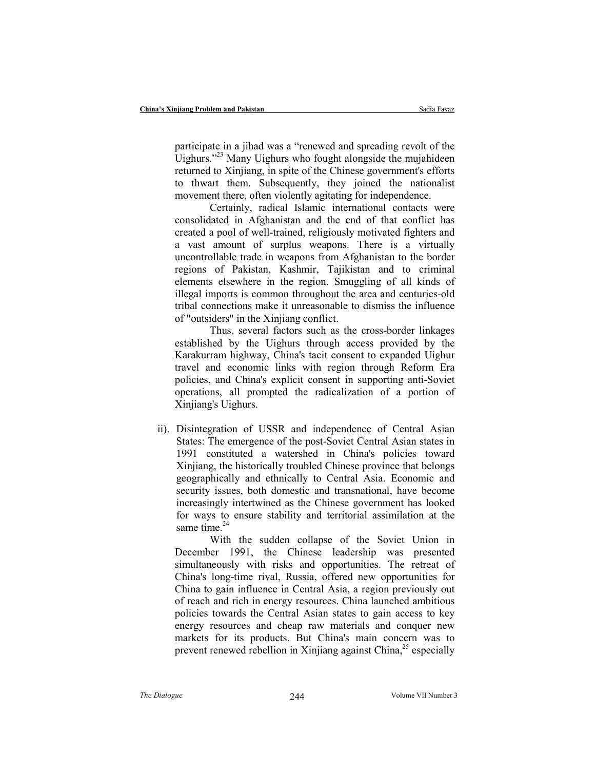participate in a jihad was a "renewed and spreading revolt of the Uighurs."[23] Many Uighurs who fought alongside the mujahideen returned to Xinjiang, in spite of the Chinese government's efforts to thwart them. Subsequently, they joined the nationalist movement there, often violently agitating for independence.

Certainly, radical Islamic international contacts were consolidated in Afghanistan and the end of that conflict has created a pool of well-trained, religiously motivated fighters and a vast amount of surplus weapons. There is a virtually uncontrollable trade in weapons from Afghanistan to the border regions of Pakistan, Kashmir, Tajikistan and to criminal elements elsewhere in the region. Smuggling of all kinds of illegal imports is common throughout the area and centuries-old tribal connections make it unreasonable to dismiss the influence of "outsiders" in the Xinjiang conflict.

Thus, several factors such as the cross-border linkages established by the Uighurs through access provided by the Karakurram highway, China's tacit consent to expanded Uighur travel and economic links with region through Reform Era policies, and China's explicit consent in supporting anti-Soviet operations, all prompted the radicalization of a portion of Xinjiang's Uighurs.

ii). Disintegration of USSR and independence of Central Asian States: The emergence of the post-Soviet Central Asian states in 1991 constituted a watershed in China's policies toward Xinjiang, the historically troubled Chinese province that belongs geographically and ethnically to Central Asia. Economic and security issues, both domestic and transnational, have become increasingly intertwined as the Chinese government has looked for ways to ensure stability and territorial assimilation at the same time.[24]

With the sudden collapse of the Soviet Union in December 1991, the Chinese leadership was presented simultaneously with risks and opportunities. The retreat of China's long-time rival, Russia, offered new opportunities for China to gain influence in Central Asia, a region previously out of reach and rich in energy resources. China launched ambitious policies towards the Central Asian states to gain access to key energy resources and cheap raw materials and conquer new markets for its products. But China's main concern was to prevent renewed rebellion in Xinjiang against China,[25] especially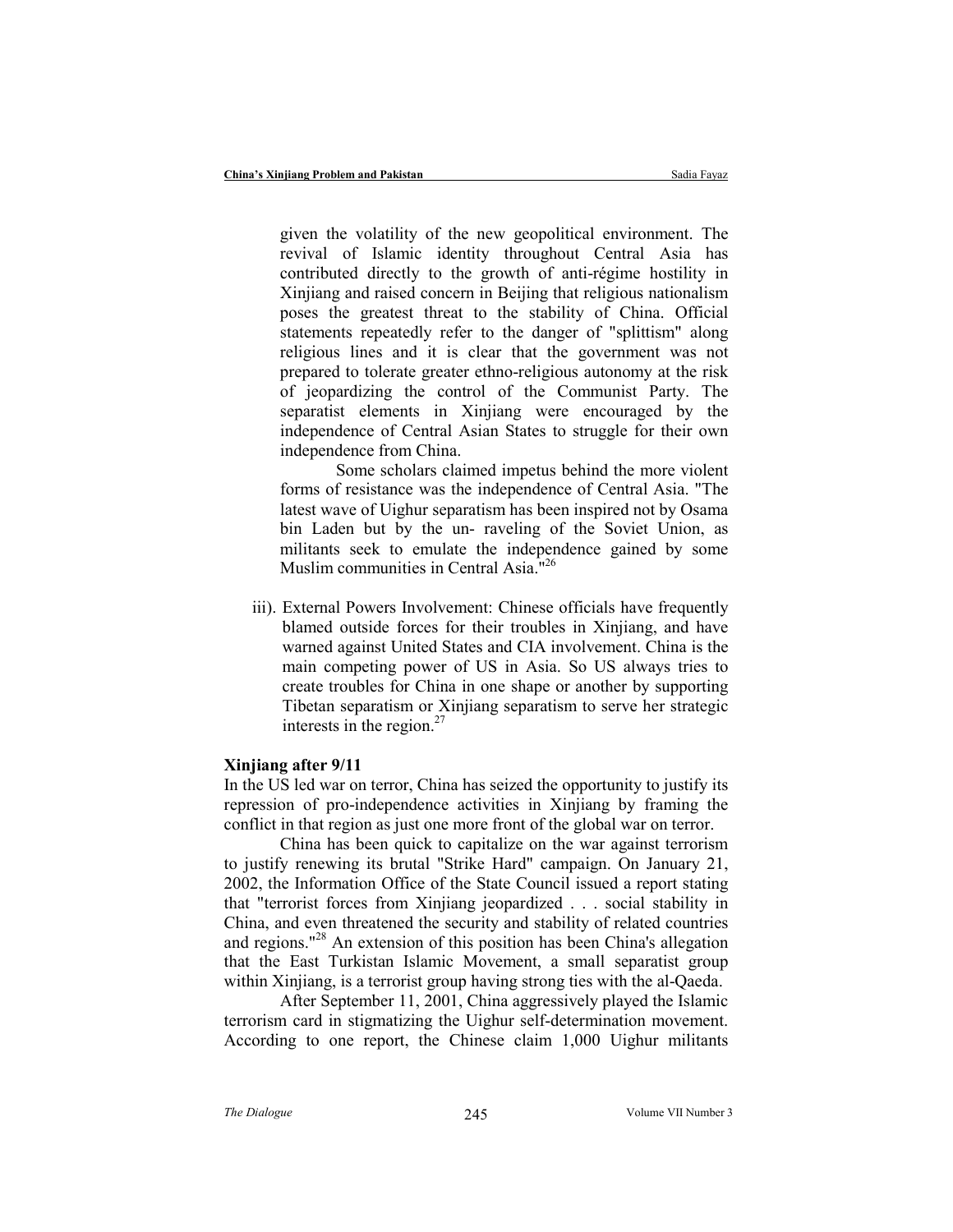given the volatility of the new geopolitical environment. The revival of Islamic identity throughout Central Asia has contributed directly to the growth of anti-régime hostility in Xinjiang and raised concern in Beijing that religious nationalism poses the greatest threat to the stability of China. Official statements repeatedly refer to the danger of "splittism" along religious lines and it is clear that the government was not prepared to tolerate greater ethno-religious autonomy at the risk of jeopardizing the control of the Communist Party. The separatist elements in Xinjiang were encouraged by the independence of Central Asian States to struggle for their own independence from China.

Some scholars claimed impetus behind the more violent forms of resistance was the independence of Central Asia. "The latest wave of Uighur separatism has been inspired not by Osama bin Laden but by the un- raveling of the Soviet Union, as militants seek to emulate the independence gained by some Muslim communities in Central Asia."[26]

iii). External Powers Involvement: Chinese officials have frequently blamed outside forces for their troubles in Xinjiang, and have warned against United States and CIA involvement. China is the main competing power of US in Asia. So US always tries to create troubles for China in one shape or another by supporting Tibetan separatism or Xinjiang separatism to serve her strategic interests in the region.[27]

## Xinjiang after 9/11

In the US led war on terror, China has seized the opportunity to justify its repression of pro-independence activities in Xinjiang by framing the conflict in that region as just one more front of the global war on terror.

China has been quick to capitalize on the war against terrorism to justify renewing its brutal "Strike Hard" campaign. On January 21, 2002, the Information Office of the State Council issued a report stating that "terrorist forces from Xinjiang jeopardized . . . social stability in China, and even threatened the security and stability of related countries and regions."[28] An extension of this position has been China's allegation that the East Turkistan Islamic Movement, a small separatist group within Xinjiang, is a terrorist group having strong ties with the al-Qaeda.

After September 11, 2001, China aggressively played the Islamic terrorism card in stigmatizing the Uighur self-determination movement. According to one report, the Chinese claim 1,000 Uighur militants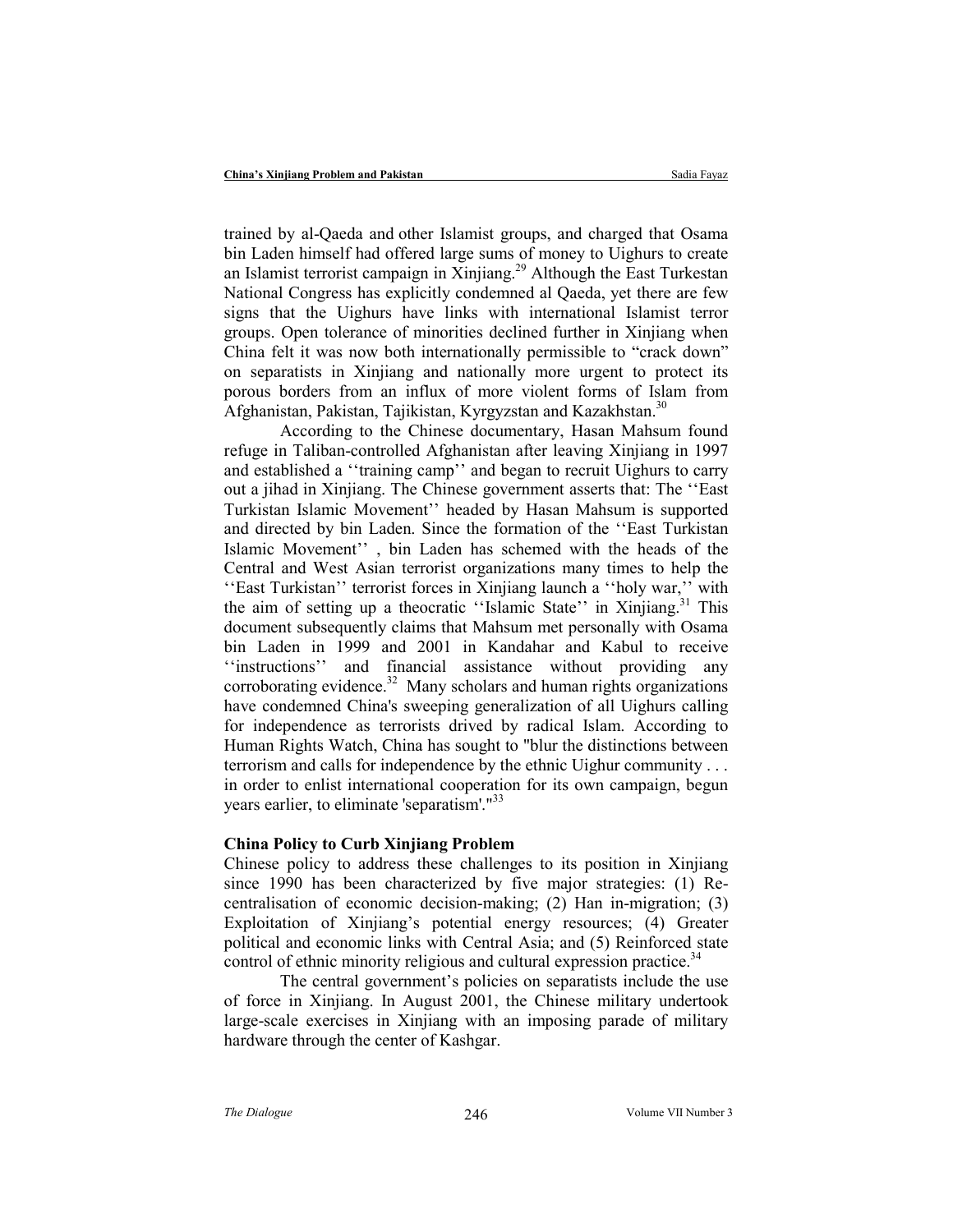trained by al-Qaeda and other Islamist groups, and charged that Osama bin Laden himself had offered large sums of money to Uighurs to create an Islamist terrorist campaign in Xinjiang.[29] Although the East Turkestan National Congress has explicitly condemned al Qaeda, yet there are few signs that the Uighurs have links with international Islamist terror groups. Open tolerance of minorities declined further in Xinjiang when China felt it was now both internationally permissible to "crack down" on separatists in Xinjiang and nationally more urgent to protect its porous borders from an influx of more violent forms of Islam from Afghanistan, Pakistan, Tajikistan, Kyrgyzstan and Kazakhstan.[30]

According to the Chinese documentary, Hasan Mahsum found refuge in Taliban-controlled Afghanistan after leaving Xinjiang in 1997 and established a ''training camp'' and began to recruit Uighurs to carry out a jihad in Xinjiang. The Chinese government asserts that: The ''East Turkistan Islamic Movement'' headed by Hasan Mahsum is supported and directed by bin Laden. Since the formation of the ''East Turkistan Islamic Movement'' , bin Laden has schemed with the heads of the Central and West Asian terrorist organizations many times to help the ''East Turkistan'' terrorist forces in Xinjiang launch a ''holy war,'' with the aim of setting up a theocratic ''Islamic State'' in Xinjiang.[31] This document subsequently claims that Mahsum met personally with Osama bin Laden in 1999 and 2001 in Kandahar and Kabul to receive ''instructions'' and financial assistance without providing any corroborating evidence.[32] Many scholars and human rights organizations have condemned China's sweeping generalization of all Uighurs calling for independence as terrorists drived by radical Islam. According to Human Rights Watch, China has sought to "blur the distinctions between terrorism and calls for independence by the ethnic Uighur community . . . in order to enlist international cooperation for its own campaign, begun years earlier, to eliminate 'separatism'."[33]

### China Policy to Curb Xinjiang Problem

Chinese policy to address these challenges to its position in Xinjiang since 1990 has been characterized by five major strategies: (1) Re-centralisation of economic decision-making; (2) Han in-migration; (3) Exploitation of Xinjiang's potential energy resources; (4) Greater political and economic links with Central Asia; and (5) Reinforced state control of ethnic minority religious and cultural expression practice.[34]

The central government's policies on separatists include the use of force in Xinjiang. In August 2001, the Chinese military undertook large-scale exercises in Xinjiang with an imposing parade of military hardware through the center of Kashgar.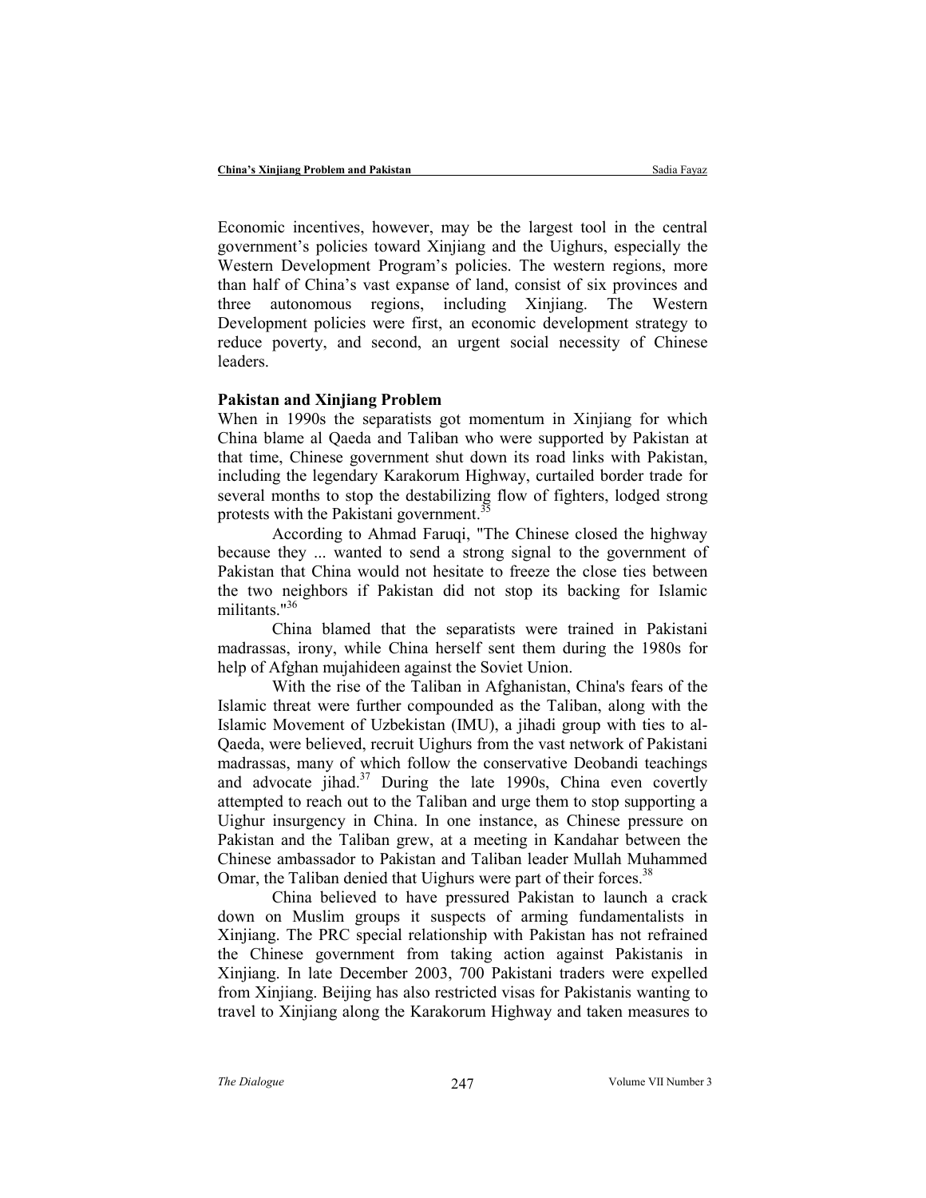Economic incentives, however, may be the largest tool in the central government's policies toward Xinjiang and the Uighurs, especially the Western Development Program's policies. The western regions, more than half of China's vast expanse of land, consist of six provinces and three autonomous regions, including Xinjiang. The Western Development policies were first, an economic development strategy to reduce poverty, and second, an urgent social necessity of Chinese leaders.

**Pakistan and Xinjiang Problem**

When in 1990s the separatists got momentum in Xinjiang for which China blame al Qaeda and Taliban who were supported by Pakistan at that time, Chinese government shut down its road links with Pakistan, including the legendary Karakorum Highway, curtailed border trade for several months to stop the destabilizing flow of fighters, lodged strong protests with the Pakistani government.[35]

According to Ahmad Faruqi, "The Chinese closed the highway because they ... wanted to send a strong signal to the government of Pakistan that China would not hesitate to freeze the close ties between the two neighbors if Pakistan did not stop its backing for Islamic militants."[36]

China blamed that the separatists were trained in Pakistani madrassas, irony, while China herself sent them during the 1980s for help of Afghan mujahideen against the Soviet Union.

With the rise of the Taliban in Afghanistan, China's fears of the Islamic threat were further compounded as the Taliban, along with the Islamic Movement of Uzbekistan (IMU), a jihadi group with ties to al-Qaeda, were believed, recruit Uighurs from the vast network of Pakistani madrassas, many of which follow the conservative Deobandi teachings and advocate jihad.[37] During the late 1990s, China even covertly attempted to reach out to the Taliban and urge them to stop supporting a Uighur insurgency in China. In one instance, as Chinese pressure on Pakistan and the Taliban grew, at a meeting in Kandahar between the Chinese ambassador to Pakistan and Taliban leader Mullah Muhammed Omar, the Taliban denied that Uighurs were part of their forces.[38]

China believed to have pressured Pakistan to launch a crack down on Muslim groups it suspects of arming fundamentalists in Xinjiang. The PRC special relationship with Pakistan has not refrained the Chinese government from taking action against Pakistanis in Xinjiang. In late December 2003, 700 Pakistani traders were expelled from Xinjiang. Beijing has also restricted visas for Pakistanis wanting to travel to Xinjiang along the Karakorum Highway and taken measures to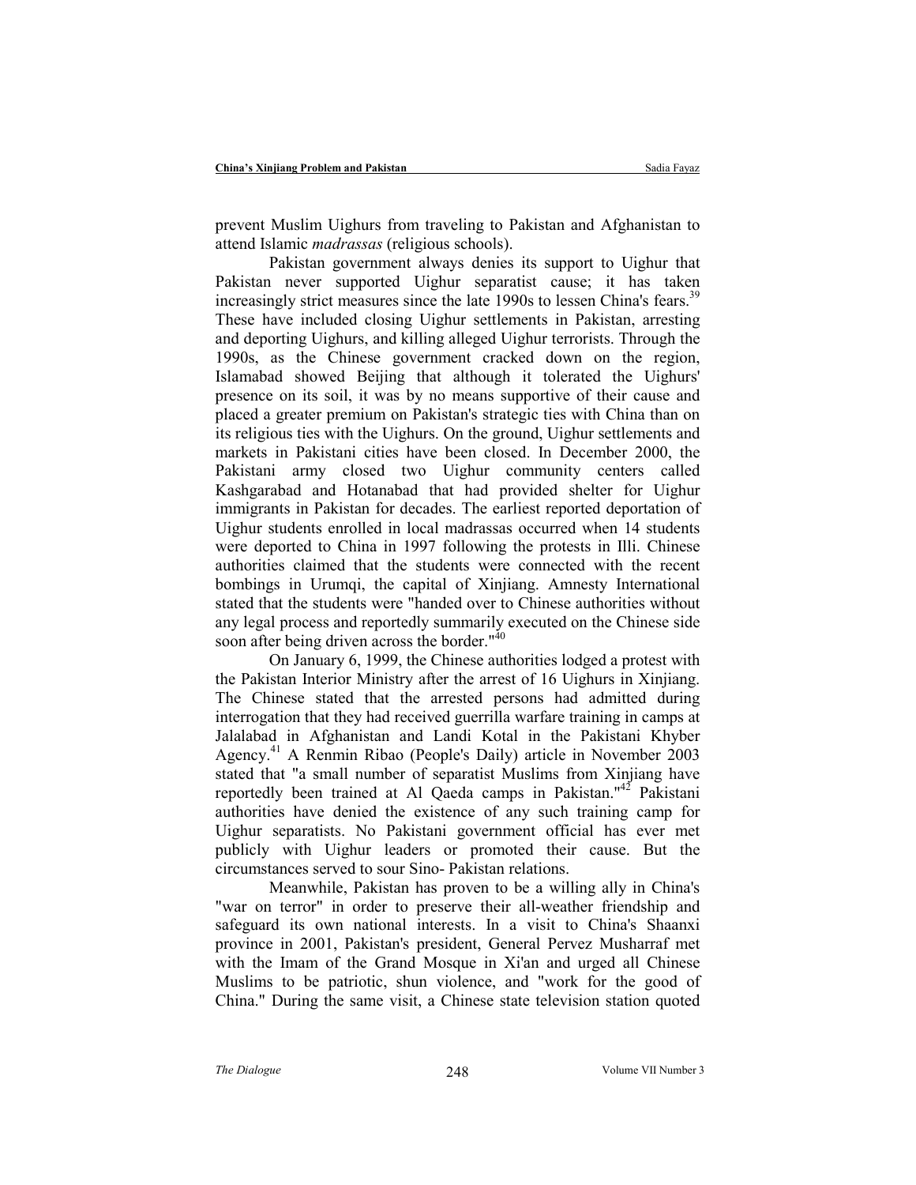prevent Muslim Uighurs from traveling to Pakistan and Afghanistan to attend Islamic *madrassas* (religious schools).

Pakistan government always denies its support to Uighur that Pakistan never supported Uighur separatist cause; it has taken increasingly strict measures since the late 1990s to lessen China's fears.[39] These have included closing Uighur settlements in Pakistan, arresting and deporting Uighurs, and killing alleged Uighur terrorists. Through the 1990s, as the Chinese government cracked down on the region, Islamabad showed Beijing that although it tolerated the Uighurs' presence on its soil, it was by no means supportive of their cause and placed a greater premium on Pakistan's strategic ties with China than on its religious ties with the Uighurs. On the ground, Uighur settlements and markets in Pakistani cities have been closed. In December 2000, the Pakistani army closed two Uighur community centers called Kashgarabad and Hotanabad that had provided shelter for Uighur immigrants in Pakistan for decades. The earliest reported deportation of Uighur students enrolled in local madrassas occurred when 14 students were deported to China in 1997 following the protests in Illi. Chinese authorities claimed that the students were connected with the recent bombings in Urumqi, the capital of Xinjiang. Amnesty International stated that the students were "handed over to Chinese authorities without any legal process and reportedly summarily executed on the Chinese side soon after being driven across the border."[40]

On January 6, 1999, the Chinese authorities lodged a protest with the Pakistan Interior Ministry after the arrest of 16 Uighurs in Xinjiang. The Chinese stated that the arrested persons had admitted during interrogation that they had received guerrilla warfare training in camps at Jalalabad in Afghanistan and Landi Kotal in the Pakistani Khyber Agency.[41] A Renmin Ribao (People's Daily) article in November 2003 stated that "a small number of separatist Muslims from Xinjiang have reportedly been trained at Al Qaeda camps in Pakistan."[42] Pakistani authorities have denied the existence of any such training camp for Uighur separatists. No Pakistani government official has ever met publicly with Uighur leaders or promoted their cause. But the circumstances served to sour Sino- Pakistan relations.

Meanwhile, Pakistan has proven to be a willing ally in China's "war on terror" in order to preserve their all-weather friendship and safeguard its own national interests. In a visit to China's Shaanxi province in 2001, Pakistan's president, General Pervez Musharraf met with the Imam of the Grand Mosque in Xi'an and urged all Chinese Muslims to be patriotic, shun violence, and "work for the good of China." During the same visit, a Chinese state television station quoted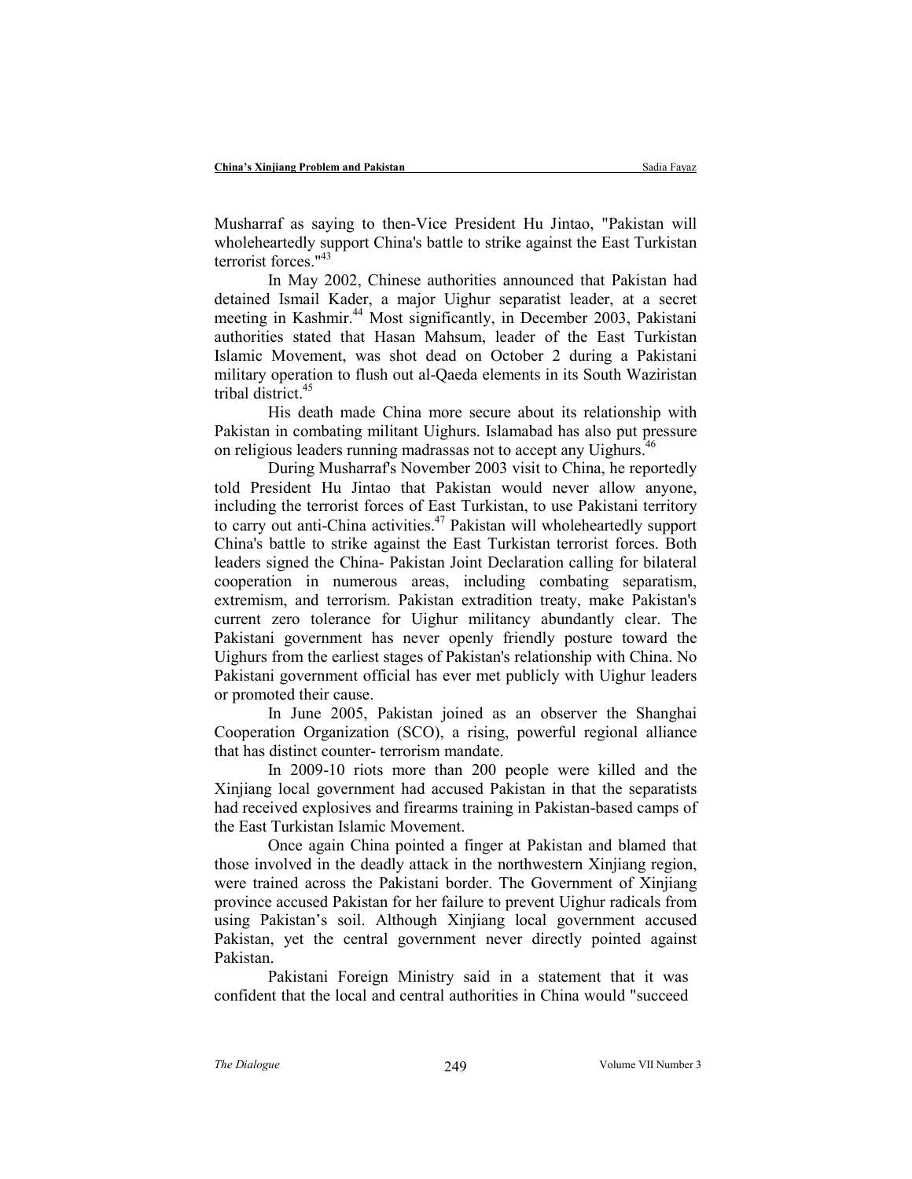Musharraf as saying to then-Vice President Hu Jintao, "Pakistan will wholeheartedly support China's battle to strike against the East Turkistan terrorist forces."[43]

In May 2002, Chinese authorities announced that Pakistan had detained Ismail Kader, a major Uighur separatist leader, at a secret meeting in Kashmir.[44] Most significantly, in December 2003, Pakistani authorities stated that Hasan Mahsum, leader of the East Turkistan Islamic Movement, was shot dead on October 2 during a Pakistani military operation to flush out al-Qaeda elements in its South Waziristan tribal district.[45]

His death made China more secure about its relationship with Pakistan in combating militant Uighurs. Islamabad has also put pressure on religious leaders running madrassas not to accept any Uighurs.[46]

During Musharraf's November 2003 visit to China, he reportedly told President Hu Jintao that Pakistan would never allow anyone, including the terrorist forces of East Turkistan, to use Pakistani territory to carry out anti-China activities.[47] Pakistan will wholeheartedly support China's battle to strike against the East Turkistan terrorist forces. Both leaders signed the China- Pakistan Joint Declaration calling for bilateral cooperation in numerous areas, including combating separatism, extremism, and terrorism. Pakistan extradition treaty, make Pakistan's current zero tolerance for Uighur militancy abundantly clear. The Pakistani government has never openly friendly posture toward the Uighurs from the earliest stages of Pakistan's relationship with China. No Pakistani government official has ever met publicly with Uighur leaders or promoted their cause.

In June 2005, Pakistan joined as an observer the Shanghai Cooperation Organization (SCO), a rising, powerful regional alliance that has distinct counter- terrorism mandate.

In 2009-10 riots more than 200 people were killed and the Xinjiang local government had accused Pakistan in that the separatists had received explosives and firearms training in Pakistan-based camps of the East Turkistan Islamic Movement.

Once again China pointed a finger at Pakistan and blamed that those involved in the deadly attack in the northwestern Xinjiang region, were trained across the Pakistani border. The Government of Xinjiang province accused Pakistan for her failure to prevent Uighur radicals from using Pakistan's soil. Although Xinjiang local government accused Pakistan, yet the central government never directly pointed against Pakistan.

Pakistani Foreign Ministry said in a statement that it was confident that the local and central authorities in China would "succeed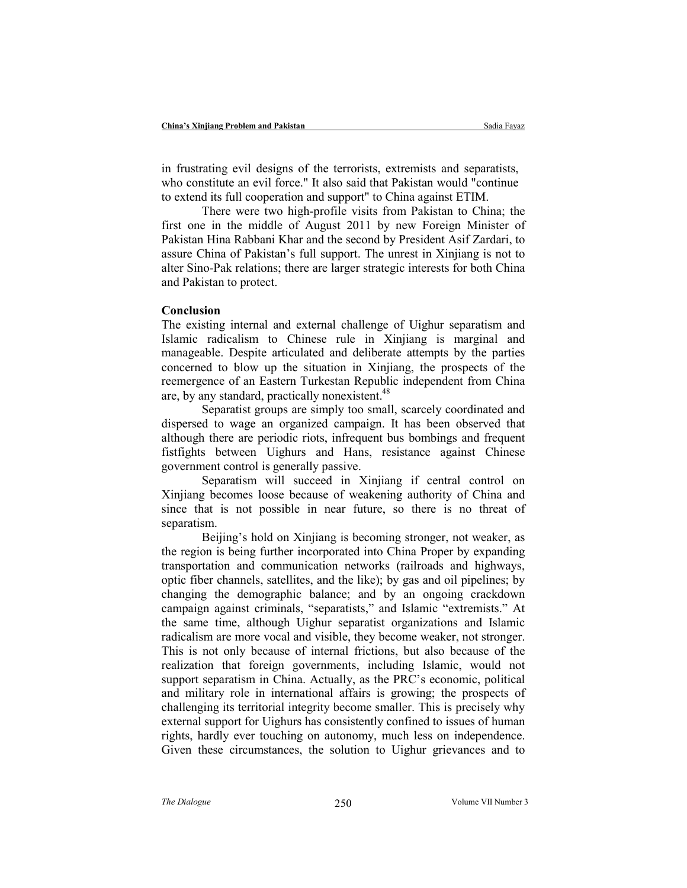in frustrating evil designs of the terrorists, extremists and separatists, who constitute an evil force." It also said that Pakistan would "continue to extend its full cooperation and support" to China against ETIM.

There were two high-profile visits from Pakistan to China; the first one in the middle of August 2011 by new Foreign Minister of Pakistan Hina Rabbani Khar and the second by President Asif Zardari, to assure China of Pakistan's full support. The unrest in Xinjiang is not to alter Sino-Pak relations; there are larger strategic interests for both China and Pakistan to protect.

## Conclusion

The existing internal and external challenge of Uighur separatism and Islamic radicalism to Chinese rule in Xinjiang is marginal and manageable. Despite articulated and deliberate attempts by the parties concerned to blow up the situation in Xinjiang, the prospects of the reemergence of an Eastern Turkestan Republic independent from China are, by any standard, practically nonexistent.[48]

Separatist groups are simply too small, scarcely coordinated and dispersed to wage an organized campaign. It has been observed that although there are periodic riots, infrequent bus bombings and frequent fistfights between Uighurs and Hans, resistance against Chinese government control is generally passive.

Separatism will succeed in Xinjiang if central control on Xinjiang becomes loose because of weakening authority of China and since that is not possible in near future, so there is no threat of separatism.

Beijing's hold on Xinjiang is becoming stronger, not weaker, as the region is being further incorporated into China Proper by expanding transportation and communication networks (railroads and highways, optic fiber channels, satellites, and the like); by gas and oil pipelines; by changing the demographic balance; and by an ongoing crackdown campaign against criminals, "separatists," and Islamic "extremists." At the same time, although Uighur separatist organizations and Islamic radicalism are more vocal and visible, they become weaker, not stronger. This is not only because of internal frictions, but also because of the realization that foreign governments, including Islamic, would not support separatism in China. Actually, as the PRC's economic, political and military role in international affairs is growing; the prospects of challenging its territorial integrity become smaller. This is precisely why external support for Uighurs has consistently confined to issues of human rights, hardly ever touching on autonomy, much less on independence. Given these circumstances, the solution to Uighur grievances and to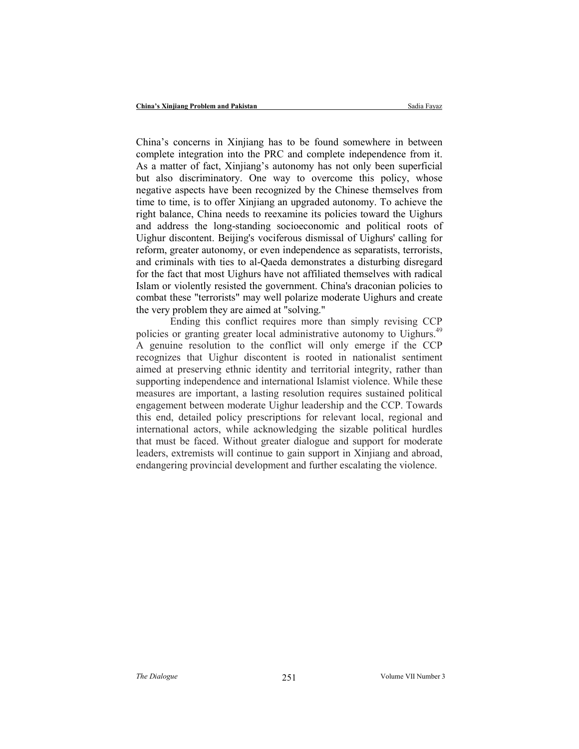China's concerns in Xinjiang has to be found somewhere in between complete integration into the PRC and complete independence from it. As a matter of fact, Xinjiang's autonomy has not only been superficial but also discriminatory. One way to overcome this policy, whose negative aspects have been recognized by the Chinese themselves from time to time, is to offer Xinjiang an upgraded autonomy. To achieve the right balance, China needs to reexamine its policies toward the Uighurs and address the long-standing socioeconomic and political roots of Uighur discontent. Beijing's vociferous dismissal of Uighurs' calling for reform, greater autonomy, or even independence as separatists, terrorists, and criminals with ties to al-Qaeda demonstrates a disturbing disregard for the fact that most Uighurs have not affiliated themselves with radical Islam or violently resisted the government. China's draconian policies to combat these "terrorists" may well polarize moderate Uighurs and create the very problem they are aimed at "solving."

Ending this conflict requires more than simply revising CCP policies or granting greater local administrative autonomy to Uighurs.[49] A genuine resolution to the conflict will only emerge if the CCP recognizes that Uighur discontent is rooted in nationalist sentiment aimed at preserving ethnic identity and territorial integrity, rather than supporting independence and international Islamist violence. While these measures are important, a lasting resolution requires sustained political engagement between moderate Uighur leadership and the CCP. Towards this end, detailed policy prescriptions for relevant local, regional and international actors, while acknowledging the sizable political hurdles that must be faced. Without greater dialogue and support for moderate leaders, extremists will continue to gain support in Xinjiang and abroad, endangering provincial development and further escalating the violence.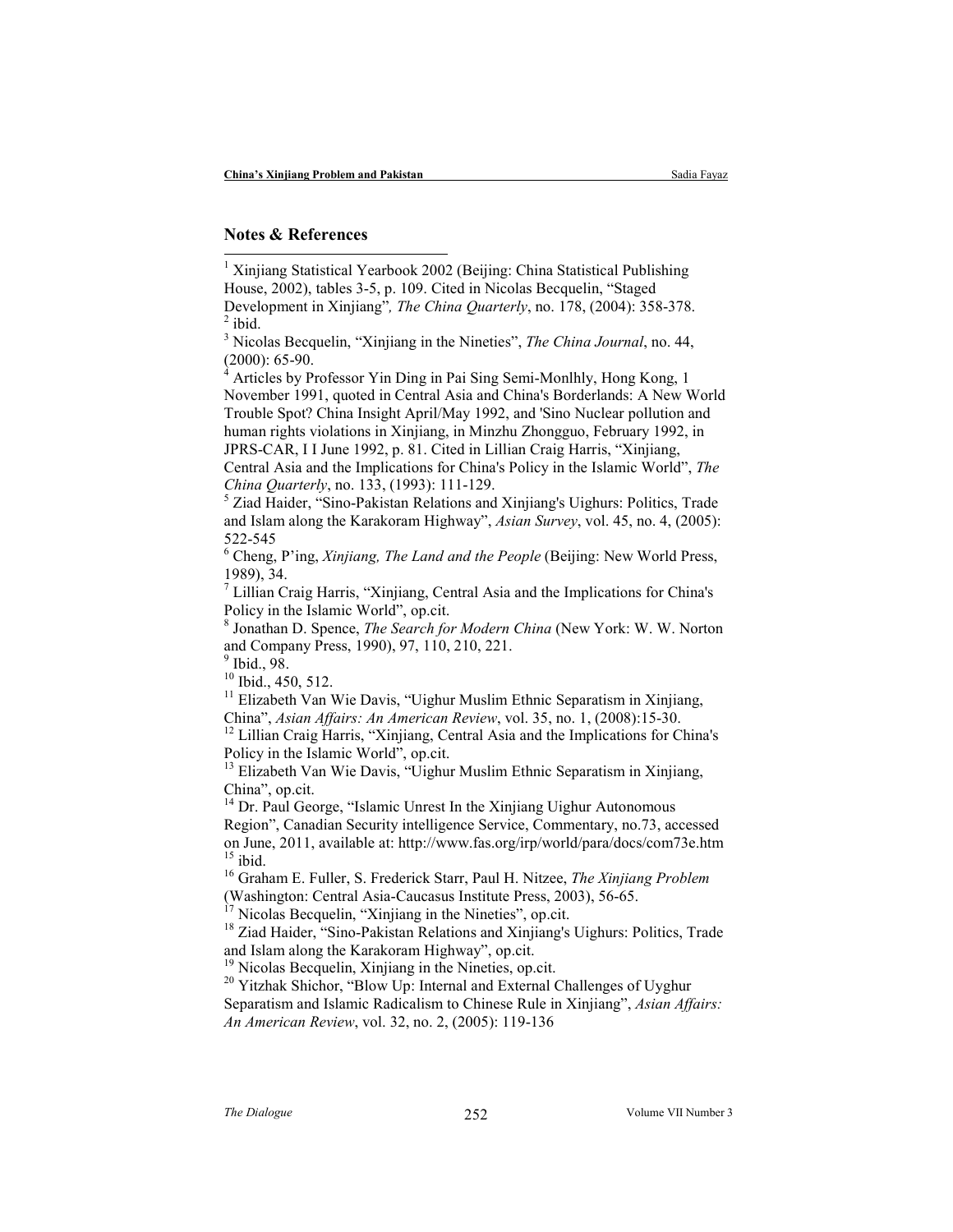## Notes & References

[1] Xinjiang Statistical Yearbook 2002 (Beijing: China Statistical Publishing House, 2002), tables 3-5, p. 109. Cited in Nicolas Becquelin, "Staged Development in Xinjiang", *The China Quarterly*, no. 178, (2004): 358-378.

[2] ibid.

[3] Nicolas Becquelin, "Xinjiang in the Nineties", *The China Journal*, no. 44, (2000): 65-90.

[4] Articles by Professor Yin Ding in Pai Sing Semi-Monlhly, Hong Kong, 1 November 1991, quoted in Central Asia and China's Borderlands: A New World Trouble Spot? China Insight April/May 1992, and 'Sino Nuclear pollution and human rights violations in Xinjiang, in Minzhu Zhongguo, February 1992, in JPRS-CAR, I I June 1992, p. 81. Cited in Lillian Craig Harris, "Xinjiang, Central Asia and the Implications for China's Policy in the Islamic World", *The China Quarterly*, no. 133, (1993): 111-129.

[5] Ziad Haider, "Sino-Pakistan Relations and Xinjiang's Uighurs: Politics, Trade and Islam along the Karakoram Highway", *Asian Survey*, vol. 45, no. 4, (2005): 522-545

[6] Cheng, P'ing, *Xinjiang, The Land and the People* (Beijing: New World Press, 1989), 34.

[7] Lillian Craig Harris, "Xinjiang, Central Asia and the Implications for China's Policy in the Islamic World", op.cit.

[8] Jonathan D. Spence, *The Search for Modern China* (New York: W. W. Norton and Company Press, 1990), 97, 110, 210, 221.

[9] Ibid., 98.

[10] Ibid., 450, 512.

[11] Elizabeth Van Wie Davis, "Uighur Muslim Ethnic Separatism in Xinjiang, China", *Asian Affairs: An American Review*, vol. 35, no. 1, (2008):15-30.

[12] Lillian Craig Harris, "Xinjiang, Central Asia and the Implications for China's Policy in the Islamic World", op.cit.

[13] Elizabeth Van Wie Davis, "Uighur Muslim Ethnic Separatism in Xinjiang, China", op.cit.

[14] Dr. Paul George, "Islamic Unrest In the Xinjiang Uighur Autonomous Region", Canadian Security intelligence Service, Commentary, no.73, accessed on June, 2011, available at: http://www.fas.org/irp/world/para/docs/com73e.htm

[15] ibid.

[16] Graham E. Fuller, S. Frederick Starr, Paul H. Nitzee, *The Xinjiang Problem* (Washington: Central Asia-Caucasus Institute Press, 2003), 56-65.

[17] Nicolas Becquelin, "Xinjiang in the Nineties", op.cit.

[18] Ziad Haider, "Sino-Pakistan Relations and Xinjiang's Uighurs: Politics, Trade and Islam along the Karakoram Highway", op.cit.

[19] Nicolas Becquelin, Xinjiang in the Nineties, op.cit.

[20] Yitzhak Shichor, "Blow Up: Internal and External Challenges of Uyghur Separatism and Islamic Radicalism to Chinese Rule in Xinjiang", *Asian Affairs: An American Review*, vol. 32, no. 2, (2005): 119-136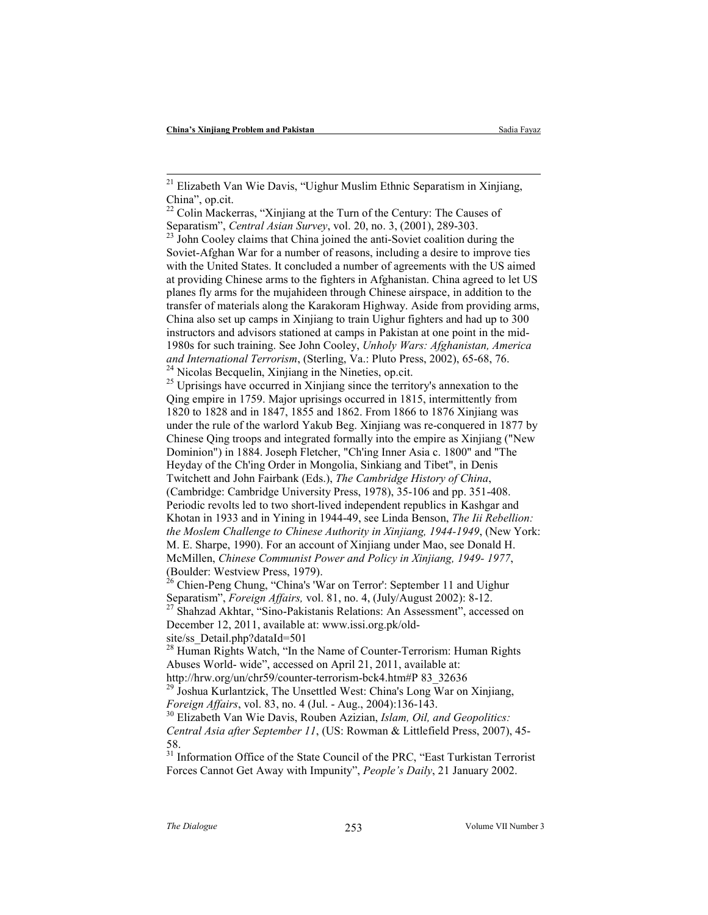[21] Elizabeth Van Wie Davis, "Uighur Muslim Ethnic Separatism in Xinjiang, China", op.cit.

[22] Colin Mackerras, "Xinjiang at the Turn of the Century: The Causes of Separatism", *Central Asian Survey*, vol. 20, no. 3, (2001), 289-303.

[23] John Cooley claims that China joined the anti-Soviet coalition during the Soviet-Afghan War for a number of reasons, including a desire to improve ties with the United States. It concluded a number of agreements with the US aimed at providing Chinese arms to the fighters in Afghanistan. China agreed to let US planes fly arms for the mujahideen through Chinese airspace, in addition to the transfer of materials along the Karakoram Highway. Aside from providing arms, China also set up camps in Xinjiang to train Uighur fighters and had up to 300 instructors and advisors stationed at camps in Pakistan at one point in the mid-1980s for such training. See John Cooley, *Unholy Wars: Afghanistan, America and International Terrorism*, (Sterling, Va.: Pluto Press, 2002), 65-68, 76.

[24] Nicolas Becquelin, Xinjiang in the Nineties, op.cit.

[25] Uprisings have occurred in Xinjiang since the territory's annexation to the Qing empire in 1759. Major uprisings occurred in 1815, intermittently from 1820 to 1828 and in 1847, 1855 and 1862. From 1866 to 1876 Xinjiang was under the rule of the warlord Yakub Beg. Xinjiang was re-conquered in 1877 by Chinese Qing troops and integrated formally into the empire as Xinjiang ("New Dominion") in 1884. Joseph Fletcher, "Ch'ing Inner Asia c. 1800" and "The Heyday of the Ch'ing Order in Mongolia, Sinkiang and Tibet", in Denis Twitchett and John Fairbank (Eds.), *The Cambridge History of China*, (Cambridge: Cambridge University Press, 1978), 35-106 and pp. 351-408. Periodic revolts led to two short-lived independent republics in Kashgar and Khotan in 1933 and in Yining in 1944-49, see Linda Benson, *The Iii Rebellion: the Moslem Challenge to Chinese Authority in Xinjiang, 1944-1949*, (New York: M. E. Sharpe, 1990). For an account of Xinjiang under Mao, see Donald H. McMillen, *Chinese Communist Power and Policy in Xinjiang, 1949- 1977*, (Boulder: Westview Press, 1979).

[26] Chien-Peng Chung, "China's 'War on Terror': September 11 and Uighur Separatism", *Foreign Affairs,* vol. 81, no. 4, (July/August 2002): 8-12.

[27] Shahzad Akhtar, "Sino-Pakistanis Relations: An Assessment", accessed on December 12, 2011, available at: www.issi.org.pk/old-site/ss_Detail.php?dataId=501

[28] Human Rights Watch, "In the Name of Counter-Terrorism: Human Rights Abuses World- wide", accessed on April 21, 2011, available at: http://hrw.org/un/chr59/counter-terrorism-bck4.htm#P 83_32636

[29] Joshua Kurlantzick, The Unsettled West: China's Long War on Xinjiang, *Foreign Affairs*, vol. 83, no. 4 (Jul. - Aug., 2004):136-143.

[30] Elizabeth Van Wie Davis, Rouben Azizian, *Islam, Oil, and Geopolitics: Central Asia after September 11*, (US: Rowman & Littlefield Press, 2007), 45-58.

[31] Information Office of the State Council of the PRC, "East Turkistan Terrorist Forces Cannot Get Away with Impunity", *People's Daily*, 21 January 2002.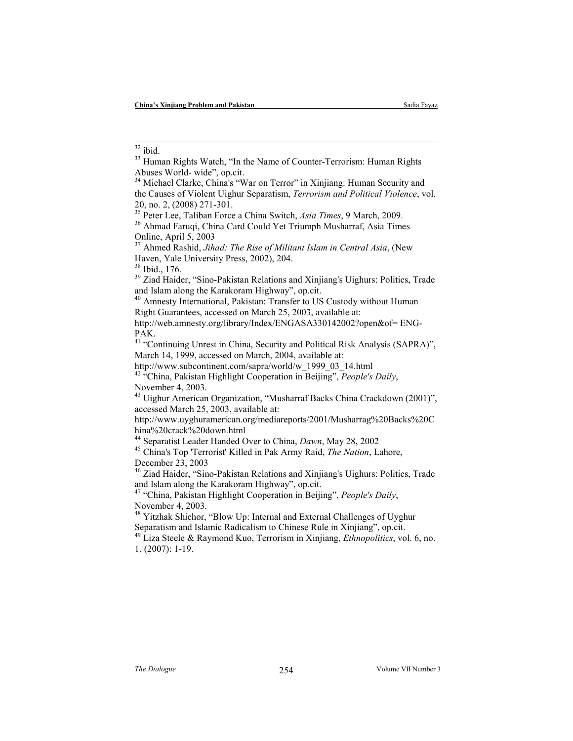[32] ibid.

[33] Human Rights Watch, "In the Name of Counter-Terrorism: Human Rights Abuses World- wide", op.cit.

[34] Michael Clarke, China's "War on Terror" in Xinjiang: Human Security and the Causes of Violent Uighur Separatism, *Terrorism and Political Violence*, vol. 20, no. 2, (2008) 271-301.

[35] Peter Lee, Taliban Force a China Switch, *Asia Times*, 9 March, 2009.

[36] Ahmad Faruqi, China Card Could Yet Triumph Musharraf, Asia Times Online, April 5, 2003

[37] Ahmed Rashid, *Jihad: The Rise of Militant Islam in Central Asia*, (New Haven, Yale University Press, 2002), 204.

[38] Ibid., 176.

[39] Ziad Haider, "Sino-Pakistan Relations and Xinjiang's Uighurs: Politics, Trade and Islam along the Karakoram Highway", op.cit.

[40] Amnesty International, Pakistan: Transfer to US Custody without Human Right Guarantees, accessed on March 25, 2003, available at: http://web.amnesty.org/library/Index/ENGASA330142002?open&of= ENG-PAK.

[41] "Continuing Unrest in China, Security and Political Risk Analysis (SAPRA)", March 14, 1999, accessed on March, 2004, available at: http://www.subcontinent.com/sapra/world/w_1999_03_14.html

[42] "China, Pakistan Highlight Cooperation in Beijing", *People's Daily*, November 4, 2003.

[43] Uighur American Organization, "Musharraf Backs China Crackdown (2001)", accessed March 25, 2003, available at: http://www.uyghuramerican.org/mediareports/2001/Musharrag%20Backs%20China%20crack%20down.html

[44] Separatist Leader Handed Over to China, *Dawn*, May 28, 2002

[45] China's Top 'Terrorist' Killed in Pak Army Raid, *The Nation*, Lahore, December 23, 2003

[46] Ziad Haider, "Sino-Pakistan Relations and Xinjiang's Uighurs: Politics, Trade and Islam along the Karakoram Highway", op.cit.

[47] "China, Pakistan Highlight Cooperation in Beijing", *People's Daily*, November 4, 2003.

[48] Yitzhak Shichor, "Blow Up: Internal and External Challenges of Uyghur Separatism and Islamic Radicalism to Chinese Rule in Xinjiang", op.cit.

[49] Liza Steele & Raymond Kuo, Terrorism in Xinjiang, *Ethnopolitics*, vol. 6, no. 1, (2007): 1-19.